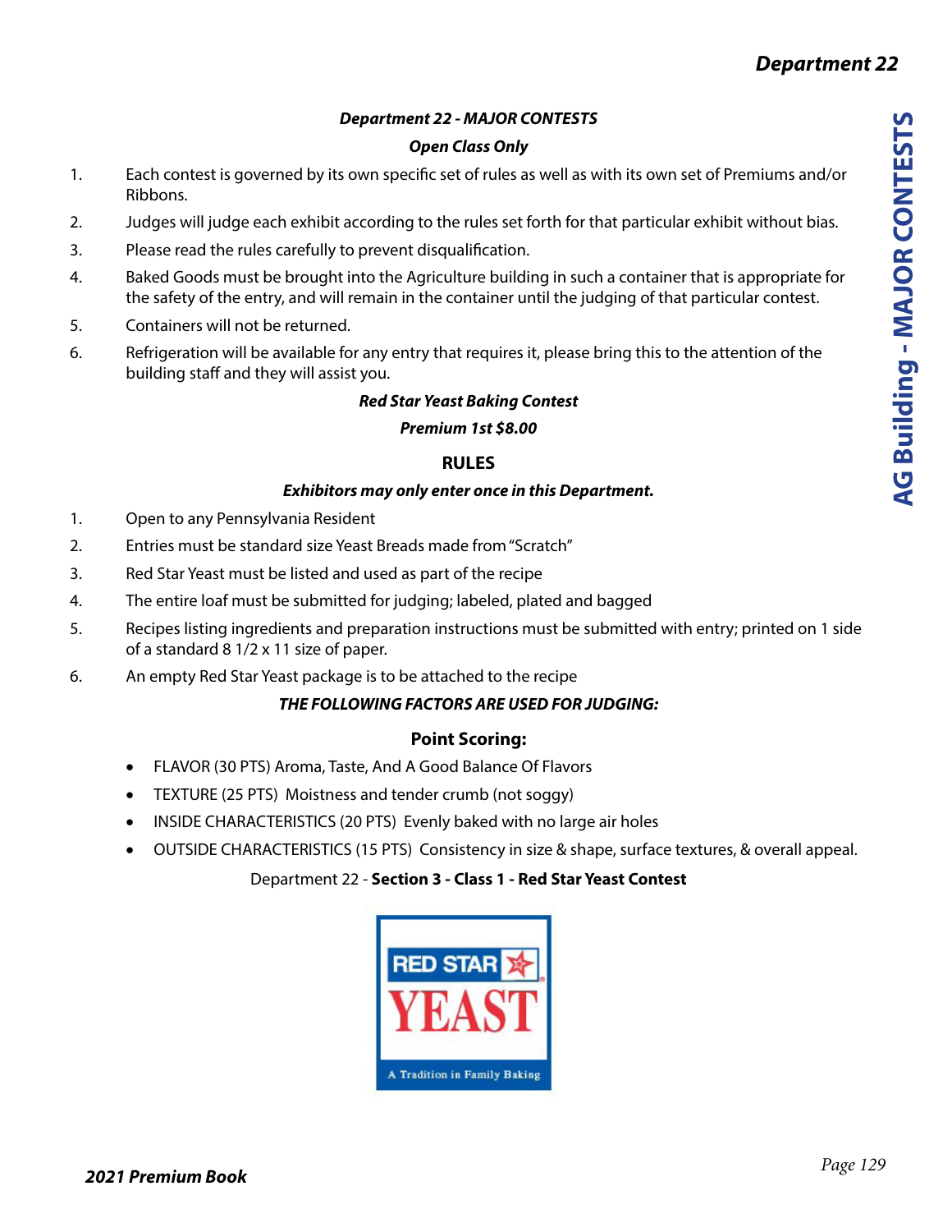### *Department 22 - MAJOR CONTESTS*

***Open Class Only***

1. Each contest is governed by its own specific set of rules as well as with its own set of Premiums and/or Ribbons.
2. Judges will judge each exhibit according to the rules set forth for that particular exhibit without bias.
3. Please read the rules carefully to prevent disqualification.
4. Baked Goods must be brought into the Agriculture building in such a container that is appropriate for the safety of the entry, and will remain in the container until the judging of that particular contest.
5. Containers will not be returned.
6. Refrigeration will be available for any entry that requires it, please bring this to the attention of the building staff and they will assist you.

***Red Star Yeast Baking Contest***

***Premium 1st $8.00***

**RULES**

***Exhibitors may only enter once in this Department.***

1. Open to any Pennsylvania Resident
2. Entries must be standard size Yeast Breads made from "Scratch"
3. Red Star Yeast must be listed and used as part of the recipe
4. The entire loaf must be submitted for judging; labeled, plated and bagged
5. Recipes listing ingredients and preparation instructions must be submitted with entry; printed on 1 side of a standard 8 1/2 x 11 size of paper.
6. An empty Red Star Yeast package is to be attached to the recipe

***THE FOLLOWING FACTORS ARE USED FOR JUDGING:***

**Point Scoring:**

- FLAVOR (30 PTS) Aroma, Taste, And A Good Balance Of Flavors
- TEXTURE (25 PTS) Moistness and tender crumb (not soggy)
- INSIDE CHARACTERISTICS (20 PTS) Evenly baked with no large air holes
- OUTSIDE CHARACTERISTICS (15 PTS) Consistency in size & shape, surface textures, & overall appeal.

Department 22 - **Section 3 - Class 1 - Red Star Yeast Contest**

RED STAR YEAST

A Tradition in Family Baking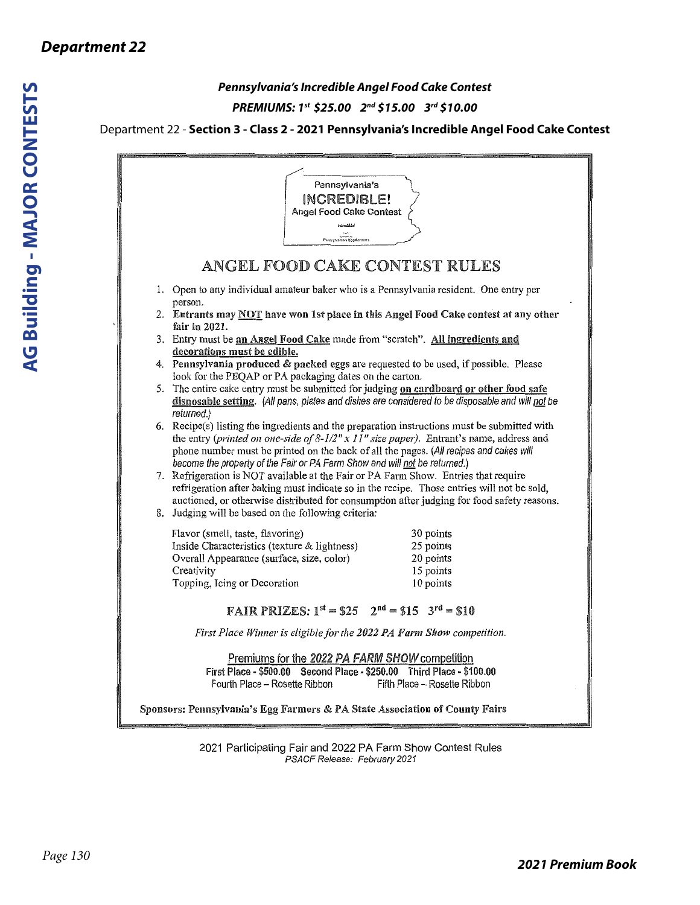## Department 22

### *Pennsylvania's Incredible Angel Food Cake Contest*

***PREMIUMS: 1st $25.00   2nd $15.00   3rd $10.00***

Department 22 - **Section 3 - Class 2 - 2021 Pennsylvania's Incredible Angel Food Cake Contest**

Pennsylvania's
INCREDIBLE!
Angel Food Cake Contest

# ANGEL FOOD CAKE CONTEST RULES

1. Open to any individual amateur baker who is a Pennsylvania resident. One entry per person.
2. **Entrants may NOT have won 1st place in this Angel Food Cake contest at any other fair in 2021.**
3. Entry must be **an Angel Food Cake** made from "scratch". **All ingredients and decorations must be edible.**
4. **Pennsylvania produced & packed** eggs are requested to be used, if possible. Please look for the PEQAP or PA packaging dates on the carton.
5. The entire cake entry must be submitted for judging **on cardboard or other food safe disposable setting**. *(All pans, plates and dishes are considered to be disposable and will not be returned.)*
6. Recipe(s) listing the ingredients and the preparation instructions must be submitted with the entry (*printed on one-side of 8-1/2" x 11" size paper)*. Entrant's name, address and phone number must be printed on the back of all the pages. *(All recipes and cakes will become the property of the Fair or PA Farm Show and will not be returned.)*
7. Refrigeration is NOT available at the Fair or PA Farm Show. Entries that require refrigeration after baking must indicate so in the recipe. Those entries will not be sold, auctioned, or otherwise distributed for consumption after judging for food safety reasons.
8. Judging will be based on the following criteria:

| Criteria | Points |
|---|---|
| Flavor (smell, taste, flavoring) | 30 points |
| Inside Characteristics (texture & lightness) | 25 points |
| Overall Appearance (surface, size, color) | 20 points |
| Creativity | 15 points |
| Topping, Icing or Decoration | 10 points |

**FAIR PRIZES: 1st = $25   2nd = $15   3rd = $10**

*First Place Winner is eligible for the **2022 PA Farm Show** competition.*

Premiums for the ***2022 PA FARM SHOW*** competition

**First Place - $500.00   Second Place - $250.00   Third Place - $100.00**
Fourth Place – Rosette Ribbon   Fifth Place – Rosette Ribbon

**Sponsors: Pennsylvania's Egg Farmers & PA State Association of County Fairs**

2021 Participating Fair and 2022 PA Farm Show Contest Rules
*PSACF Release: February 2021*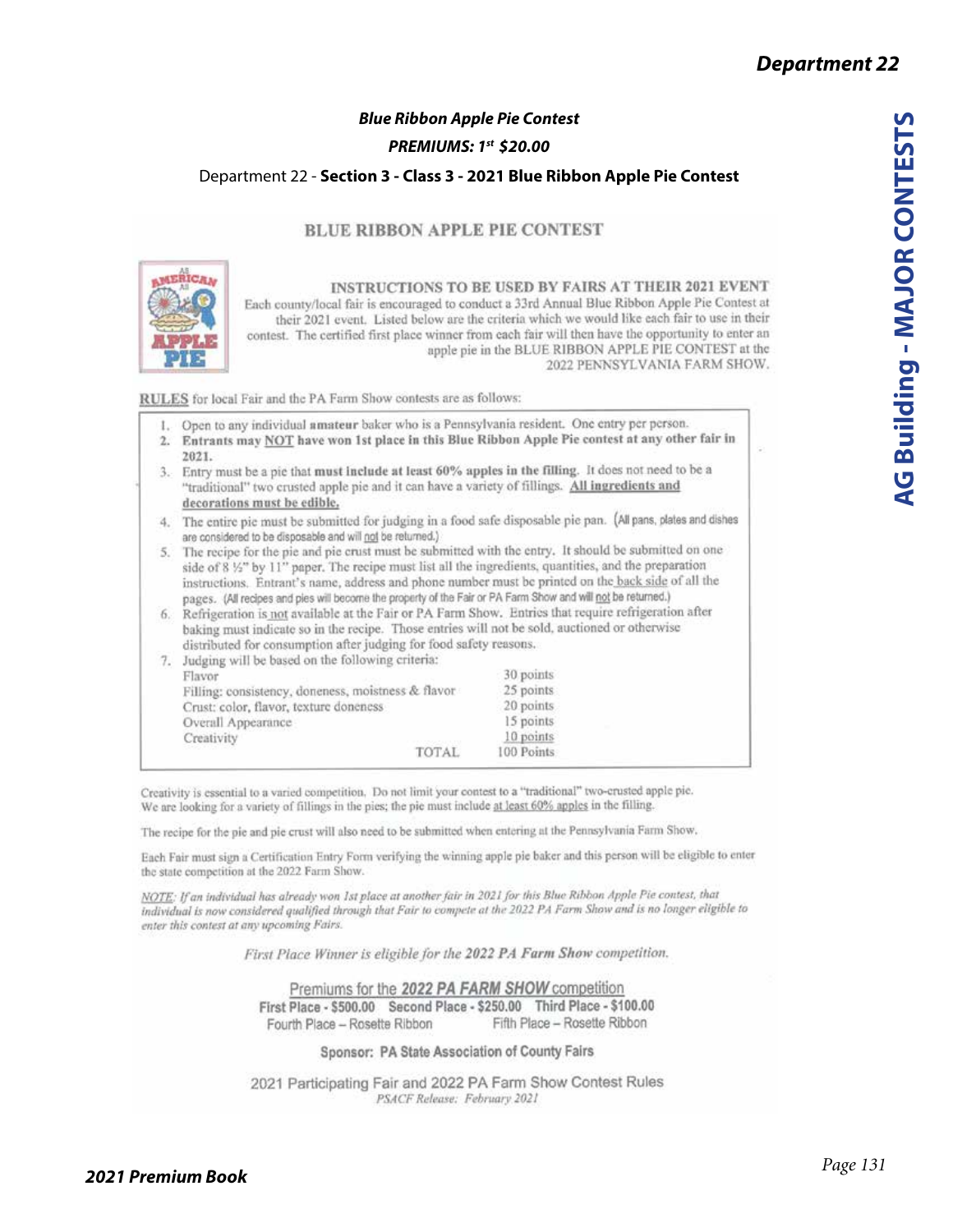## Blue Ribbon Apple Pie Contest

***PREMIUMS: 1st $20.00***

Department 22 - **Section 3 - Class 3 - 2021 Blue Ribbon Apple Pie Contest**

# BLUE RIBBON APPLE PIE CONTEST

### INSTRUCTIONS TO BE USED BY FAIRS AT THEIR 2021 EVENT

Each county/local fair is encouraged to conduct a 33rd Annual Blue Ribbon Apple Pie Contest at their 2021 event. Listed below are the criteria which we would like each fair to use in their contest. The certified first place winner from each fair will then have the opportunity to enter an apple pie in the BLUE RIBBON APPLE PIE CONTEST at the 2022 PENNSYLVANIA FARM SHOW.

**RULES** for local Fair and the PA Farm Show contests are as follows:

1. Open to any individual **amateur** baker who is a Pennsylvania resident. One entry per person.
2. **Entrants may NOT have won 1st place in this Blue Ribbon Apple Pie contest at any other fair in 2021.**
3. Entry must be a pie that **must include at least 60% apples in the filling**. It does not need to be a "traditional" two crusted apple pie and it can have a variety of fillings. **All ingredients and decorations must be edible.**
4. The entire pie must be submitted for judging in a food safe disposable pie pan. (All pans, plates and dishes are considered to be disposable and will not be returned.)
5. The recipe for the pie and pie crust must be submitted with the entry. It should be submitted on one side of 8 ½" by 11" paper. The recipe must list all the ingredients, quantities, and the preparation instructions. Entrant's name, address and phone number must be printed on the back side of all the pages. (All recipes and pies will become the property of the Fair or PA Farm Show and will not be returned.)
6. Refrigeration is not available at the Fair or PA Farm Show. Entries that require refrigeration after baking must indicate so in the recipe. Those entries will not be sold, auctioned or otherwise distributed for consumption after judging for food safety reasons.
7. Judging will be based on the following criteria:

| Criteria | Points |
|---|---|
| Flavor | 30 points |
| Filling: consistency, doneness, moistness & flavor | 25 points |
| Crust: color, flavor, texture doneness | 20 points |
| Overall Appearance | 15 points |
| Creativity | 10 points |
| TOTAL | 100 Points |

Creativity is essential to a varied competition. Do not limit your contest to a "traditional" two-crusted apple pie. We are looking for a variety of fillings in the pies; the pie must include at least 60% apples in the filling.

The recipe for the pie and pie crust will also need to be submitted when entering at the Pennsylvania Farm Show.

Each Fair must sign a Certification Entry Form verifying the winning apple pie baker and this person will be eligible to enter the state competition at the 2022 Farm Show.

*NOTE: If an individual has already won 1st place at another fair in 2021 for this Blue Ribbon Apple Pie contest, that individual is now considered qualified through that Fair to compete at the 2022 PA Farm Show and is no longer eligible to enter this contest at any upcoming Fairs.*

*First Place Winner is eligible for the **2022 PA Farm Show** competition.*

Premiums for the ***2022 PA FARM SHOW*** competition

**First Place - $500.00 Second Place - $250.00 Third Place - $100.00**

Fourth Place – Rosette Ribbon Fifth Place – Rosette Ribbon

**Sponsor: PA State Association of County Fairs**

2021 Participating Fair and 2022 PA Farm Show Contest Rules

*PSACF Release: February 2021*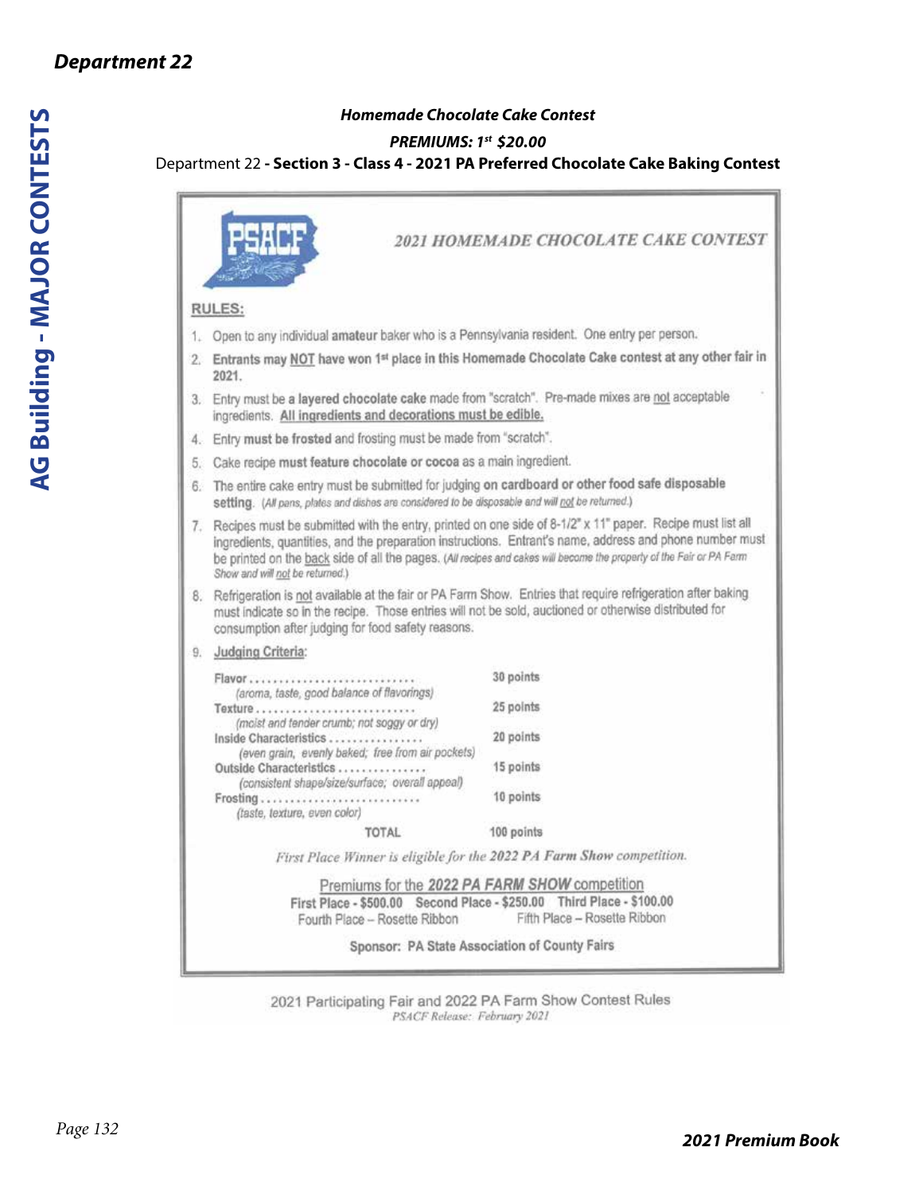# Department 22

### *Homemade Chocolate Cake Contest*

***PREMIUMS: 1st $20.00***

Department 22 **- Section 3 - Class 4 - 2021 PA Preferred Chocolate Cake Baking Contest**

PSACF

## *2021 HOMEMADE CHOCOLATE CAKE CONTEST*

**RULES:**

1. Open to any individual **amateur** baker who is a Pennsylvania resident. One entry per person.
2. **Entrants may NOT have won 1st place in this Homemade Chocolate Cake contest at any other fair in 2021.**
3. Entry must be **a layered chocolate cake** made from "scratch". Pre-made mixes are not acceptable ingredients. **All ingredients and decorations must be edible.**
4. Entry **must be frosted** and frosting must be made from "scratch".
5. Cake recipe **must feature chocolate or cocoa** as a main ingredient.
6. The entire cake entry must be submitted for judging **on cardboard or other food safe disposable setting**. *(All pans, plates and dishes are considered to be disposable and will not be returned.)*
7. Recipes must be submitted with the entry, printed on one side of 8-1/2" x 11" paper. Recipe must list all ingredients, quantities, and the preparation instructions. Entrant's name, address and phone number must be printed on the back side of all the pages. *(All recipes and cakes will become the property of the Fair or PA Farm Show and will not be returned.)*
8. Refrigeration is not available at the fair or PA Farm Show. Entries that require refrigeration after baking must indicate so in the recipe. Those entries will not be sold, auctioned or otherwise distributed for consumption after judging for food safety reasons.
9. Judging Criteria:

| Criteria | Points |
|---|---|
| **Flavor** *(aroma, taste, good balance of flavorings)* | **30 points** |
| **Texture** *(moist and tender crumb; not soggy or dry)* | **25 points** |
| **Inside Characteristics** *(even grain, evenly baked; free from air pockets)* | **20 points** |
| **Outside Characteristics** *(consistent shape/size/surface; overall appeal)* | **15 points** |
| **Frosting** *(taste, texture, even color)* | **10 points** |
| **TOTAL** | **100 points** |

*First Place Winner is eligible for the 2022 PA Farm Show competition.*

Premiums for the ***2022 PA FARM SHOW*** competition

**First Place - $500.00 Second Place - $250.00 Third Place - $100.00**

Fourth Place – Rosette Ribbon Fifth Place – Rosette Ribbon

**Sponsor: PA State Association of County Fairs**

2021 Participating Fair and 2022 PA Farm Show Contest Rules

*PSACF Release: February 2021*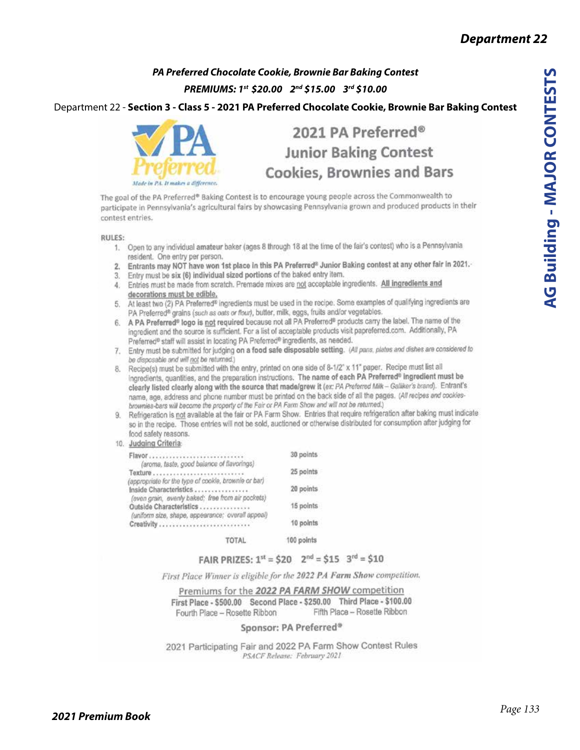## PA Preferred Chocolate Cookie, Brownie Bar Baking Contest

***PREMIUMS: 1st $20.00   2nd $15.00   3rd $10.00***

Department 22 - **Section 3 - Class 5 - 2021 PA Preferred Chocolate Cookie, Brownie Bar Baking Contest**

PA Preferred — *Made in PA. It makes a difference.*

# 2021 PA Preferred® Junior Baking Contest Cookies, Brownies and Bars

The goal of the PA Preferred® Baking Contest is to encourage young people across the Commonwealth to participate in Pennsylvania's agricultural fairs by showcasing Pennsylvania grown and produced products in their contest entries.

RULES:

1. Open to any individual **amateur** baker (ages 8 through 18 at the time of the fair's contest) who is a Pennsylvania resident. One entry per person.
2. **Entrants may NOT have won 1st place in this PA Preferred® Junior Baking contest at any other fair in 2021.**
3. Entry must be **six (6) individual sized portions** of the baked entry item.
4. Entries must be made from scratch. Premade mixes are not acceptable ingredients. **All ingredients and decorations must be edible.**
5. At least two (2) PA Preferred® ingredients must be used in the recipe. Some examples of qualifying ingredients are PA Preferred® grains (*such as oats or flour*), butter, milk, eggs, fruits and/or vegetables.
6. **A PA Preferred® logo is not required** because not all PA Preferred® products carry the label. The name of the ingredient and the source is sufficient. For a list of acceptable products visit papreferred.com. Additionally, PA Preferred® staff will assist in locating PA Preferred® ingredients, as needed.
7. Entry must be submitted for judging **on a food safe disposable setting**. (*All pans, plates and dishes are considered to be disposable and will not be returned.*)
8. Recipe(s) must be submitted with the entry, printed on one side of 8-1/2" x 11" paper. Recipe must list all ingredients, quantities, and the preparation instructions. **The name of each PA Preferred® ingredient must be clearly listed clearly along with the source that made/grew it** (*ex: PA Preferred Milk – Galliker's brand*). Entrant's name, age, address and phone number must be printed on the back side of all the pages. (*All recipes and cookies-brownies-bars will become the property of the Fair or PA Farm Show and will not be returned.*)
9. Refrigeration is not available at the fair or PA Farm Show. Entries that require refrigeration after baking must indicate so in the recipe. Those entries will not be sold, auctioned or otherwise distributed for consumption after judging for food safety reasons.
10. Judging Criteria:

| Criteria | Points |
|---|---|
| **Flavor** (*aroma, taste, good balance of flavorings*) | 30 points |
| **Texture** (*appropriate for the type of cookie, brownie or bar*) | 25 points |
| **Inside Characteristics** (*even grain, evenly baked; free from air pockets*) | 20 points |
| **Outside Characteristics** (*uniform size, shape, appearance; overall appeal*) | 15 points |
| **Creativity** | 10 points |
| TOTAL | 100 points |

**FAIR PRIZES: 1st = $20   2nd = $15   3rd = $10**

*First Place Winner is eligible for the 2022 PA Farm Show competition.*

Premiums for the ***2022 PA FARM SHOW*** competition

**First Place - $500.00   Second Place - $250.00   Third Place - $100.00**

Fourth Place – Rosette Ribbon   Fifth Place – Rosette Ribbon

**Sponsor: PA Preferred®**

2021 Participating Fair and 2022 PA Farm Show Contest Rules

*PSACF Release: February 2021*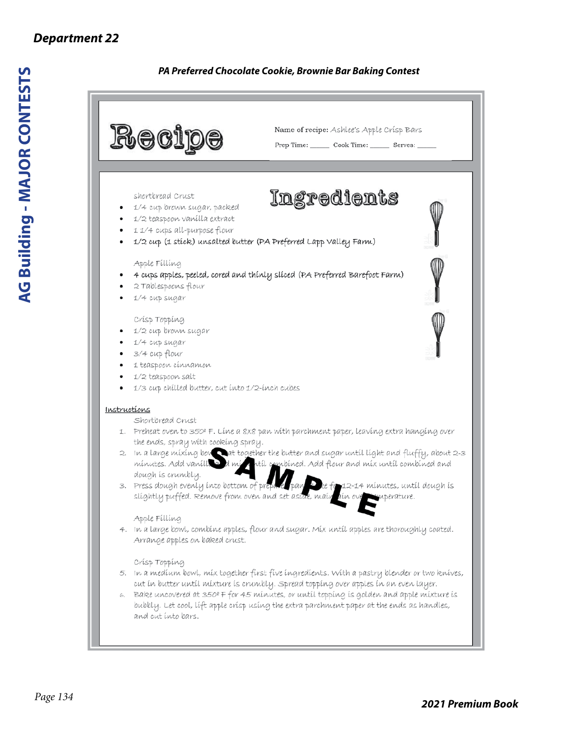## Department 22

### PA Preferred Chocolate Cookie, Brownie Bar Baking Contest

# Recipe

Name of recipe: Ashlee's Apple Crisp Bars

Prep Time: _____ Cook Time: _____ Serves: _____

## Ingredients

Shortbread Crust

- 1/4 cup brown sugar, packed
- 1/2 teaspoon vanilla extract
- 1 1/4 cups all-purpose flour
- 1/2 cup (1 stick) unsalted butter (PA Preferred Lapp Valley Farm)

Apple Filling

- 4 cups apples, peeled, cored and thinly sliced (PA Preferred Barefoot Farm)
- 2 Tablespoons flour
- 1/4 cup sugar

Crisp Topping

- 1/2 cup brown sugar
- 1/4 cup sugar
- 3/4 cup flour
- 1 teaspoon cinnamon
- 1/2 teaspoon salt
- 1/3 cup chilled butter, cut into 1/2-inch cubes

## Instructions

Shortbread Crust

1. Preheat oven to 350º F. Line a 8x8 pan with parchment paper, leaving extra hanging over the ends, spray with cooking spray.
2. In a large mixing bowl, beat together the butter and sugar until light and fluffy, about 2-3 minutes. Add vanilla and mix until combined. Add flour and mix until combined and dough is crumbly.
3. Press dough evenly into bottom of prepared pan. Bake for 12-14 minutes, until dough is slightly puffed. Remove from oven and set aside, maintain oven temperature.

Apple Filling

4. In a large bowl, combine apples, flour and sugar. Mix until apples are thoroughly coated. Arrange apples on baked crust.

Crisp Topping

5. In a medium bowl, mix together first five ingredients. With a pastry blender or two knives, cut in butter until mixture is crumbly. Spread topping over apples in an even layer.
6. Bake uncovered at 350º F for 45 minutes, or until topping is golden and apple mixture is bubbly. Let cool, lift apple crisp using the extra parchment paper at the ends as handles, and cut into bars.

SAMPLE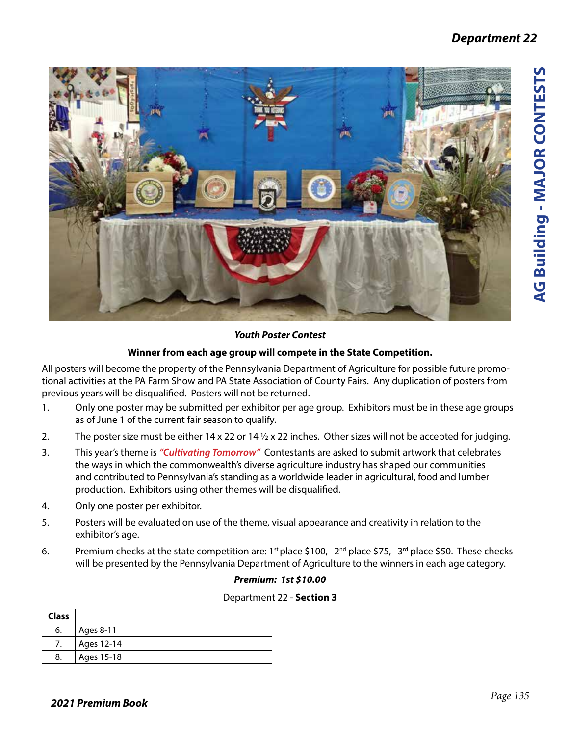### *Youth Poster Contest*

**Winner from each age group will compete in the State Competition.**

All posters will become the property of the Pennsylvania Department of Agriculture for possible future promotional activities at the PA Farm Show and PA State Association of County Fairs. Any duplication of posters from previous years will be disqualified. Posters will not be returned.

1. Only one poster may be submitted per exhibitor per age group. Exhibitors must be in these age groups as of June 1 of the current fair season to qualify.
2. The poster size must be either 14 x 22 or 14 ½ x 22 inches. Other sizes will not be accepted for judging.
3. This year's theme is ***"Cultivating Tomorrow"*** Contestants are asked to submit artwork that celebrates the ways in which the commonwealth's diverse agriculture industry has shaped our communities and contributed to Pennsylvania's standing as a worldwide leader in agricultural, food and lumber production. Exhibitors using other themes will be disqualified.
4. Only one poster per exhibitor.
5. Posters will be evaluated on use of the theme, visual appearance and creativity in relation to the exhibitor's age.
6. Premium checks at the state competition are: 1st place $100, 2nd place $75, 3rd place $50. These checks will be presented by the Pennsylvania Department of Agriculture to the winners in each age category.

***Premium: 1st $10.00***

Department 22 - **Section 3**

| Class | |
|---|---|
| 6. | Ages 8-11 |
| 7. | Ages 12-14 |
| 8. | Ages 15-18 |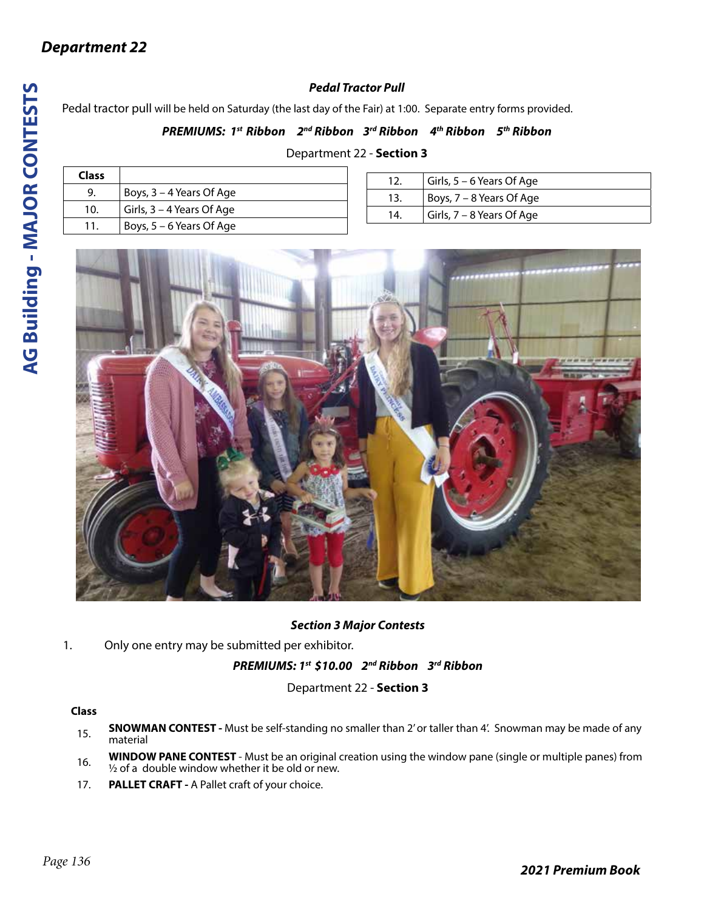## Department 22

### *Pedal Tractor Pull*

Pedal tractor pull will be held on Saturday (the last day of the Fair) at 1:00. Separate entry forms provided.

***PREMIUMS: 1st Ribbon 2nd Ribbon 3rd Ribbon 4th Ribbon 5th Ribbon***

Department 22 - **Section 3**

| Class | |
|---|---|
| 9. | Boys, 3 – 4 Years Of Age |
| 10. | Girls, 3 – 4 Years Of Age |
| 11. | Boys, 5 – 6 Years Of Age |
| 12. | Girls, 5 – 6 Years Of Age |
| 13. | Boys, 7 – 8 Years Of Age |
| 14. | Girls, 7 – 8 Years Of Age |

### *Section 3 Major Contests*

1. Only one entry may be submitted per exhibitor.

***PREMIUMS: 1st $10.00 2nd Ribbon 3rd Ribbon***

Department 22 - **Section 3**

**Class**

15. **SNOWMAN CONTEST -** Must be self-standing no smaller than 2' or taller than 4'. Snowman may be made of any material
16. **WINDOW PANE CONTEST** - Must be an original creation using the window pane (single or multiple panes) from ½ of a double window whether it be old or new.
17. **PALLET CRAFT -** A Pallet craft of your choice.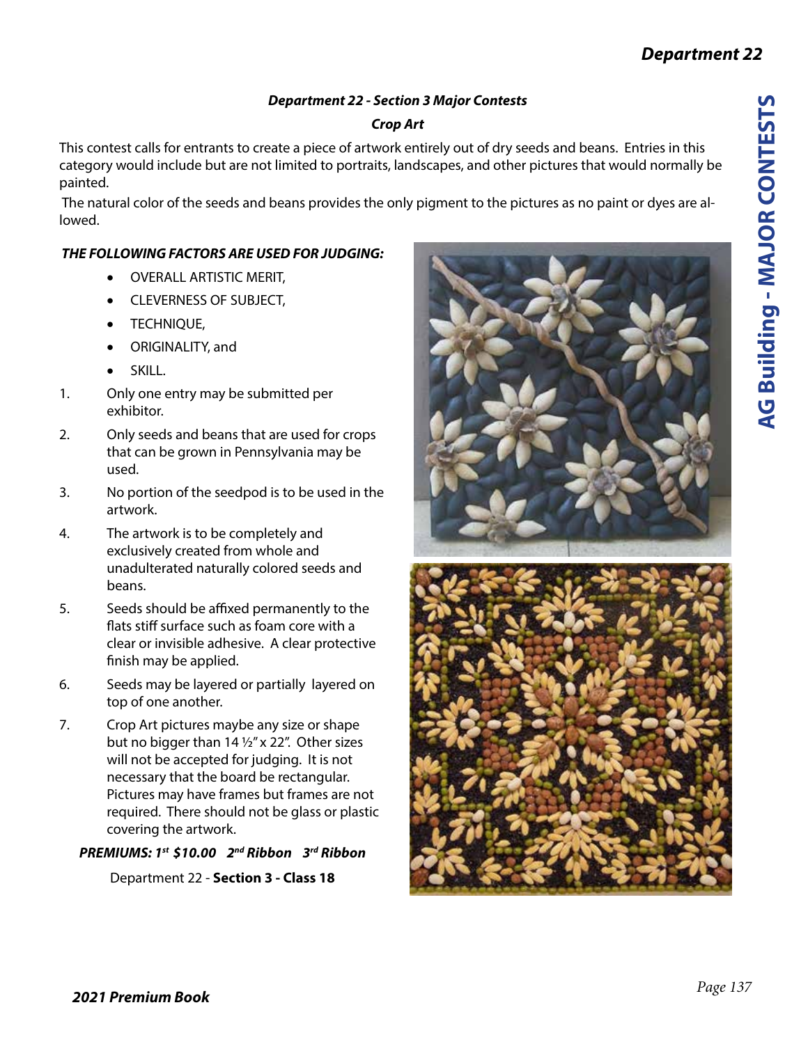### *Department 22 - Section 3 Major Contests*

### *Crop Art*

This contest calls for entrants to create a piece of artwork entirely out of dry seeds and beans. Entries in this category would include but are not limited to portraits, landscapes, and other pictures that would normally be painted.

The natural color of the seeds and beans provides the only pigment to the pictures as no paint or dyes are allowed.

***THE FOLLOWING FACTORS ARE USED FOR JUDGING:***

- OVERALL ARTISTIC MERIT,
- CLEVERNESS OF SUBJECT,
- TECHNIQUE,
- ORIGINALITY, and
- SKILL.

1. Only one entry may be submitted per exhibitor.
2. Only seeds and beans that are used for crops that can be grown in Pennsylvania may be used.
3. No portion of the seedpod is to be used in the artwork.
4. The artwork is to be completely and exclusively created from whole and unadulterated naturally colored seeds and beans.
5. Seeds should be affixed permanently to the flats stiff surface such as foam core with a clear or invisible adhesive. A clear protective finish may be applied.
6. Seeds may be layered or partially layered on top of one another.
7. Crop Art pictures maybe any size or shape but no bigger than 14 ½" x 22". Other sizes will not be accepted for judging. It is not necessary that the board be rectangular. Pictures may have frames but frames are not required. There should not be glass or plastic covering the artwork.

***PREMIUMS: 1st $10.00 2nd Ribbon 3rd Ribbon***

Department 22 - **Section 3 - Class 18**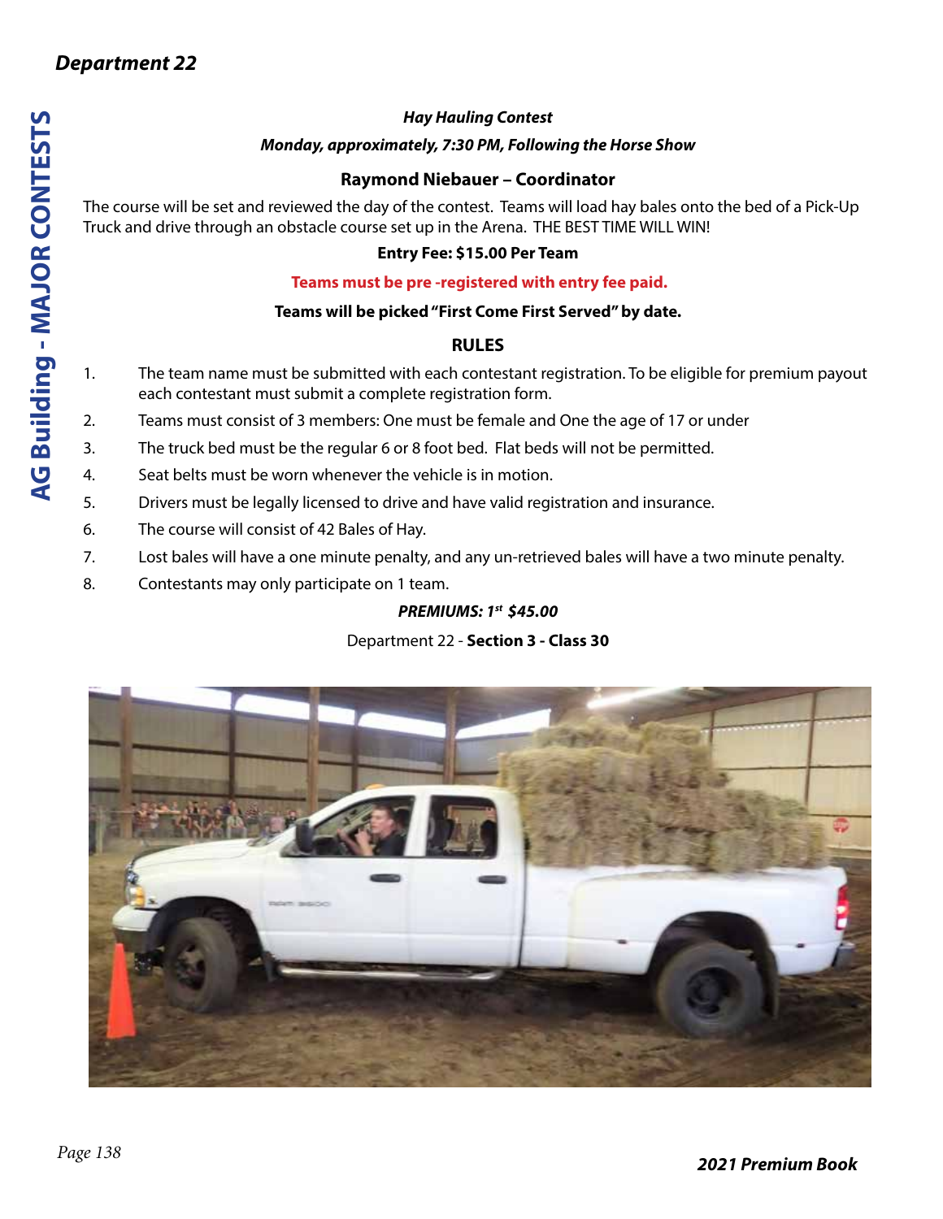## Department 22

### *Hay Hauling Contest*

***Monday, approximately, 7:30 PM, Following the Horse Show***

**Raymond Niebauer – Coordinator**

The course will be set and reviewed the day of the contest. Teams will load hay bales onto the bed of a Pick-Up Truck and drive through an obstacle course set up in the Arena. THE BEST TIME WILL WIN!

**Entry Fee: $15.00 Per Team**

**Teams must be pre -registered with entry fee paid.**

**Teams will be picked "First Come First Served" by date.**

### RULES

1. The team name must be submitted with each contestant registration. To be eligible for premium payout each contestant must submit a complete registration form.
2. Teams must consist of 3 members: One must be female and One the age of 17 or under
3. The truck bed must be the regular 6 or 8 foot bed. Flat beds will not be permitted.
4. Seat belts must be worn whenever the vehicle is in motion.
5. Drivers must be legally licensed to drive and have valid registration and insurance.
6. The course will consist of 42 Bales of Hay.
7. Lost bales will have a one minute penalty, and any un-retrieved bales will have a two minute penalty.
8. Contestants may only participate on 1 team.

***PREMIUMS: 1st $45.00***

Department 22 - **Section 3 - Class 30**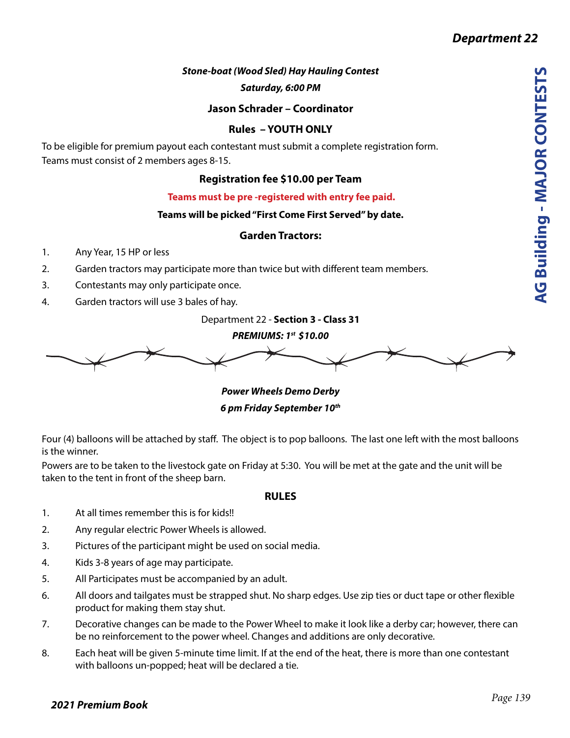### *Stone-boat (Wood Sled) Hay Hauling Contest*

***Saturday, 6:00 PM***

**Jason Schrader – Coordinator**

**Rules – YOUTH ONLY**

To be eligible for premium payout each contestant must submit a complete registration form.
Teams must consist of 2 members ages 8-15.

**Registration fee $10.00 per Team**

**Teams must be pre -registered with entry fee paid.**

**Teams will be picked "First Come First Served" by date.**

**Garden Tractors:**

1. Any Year, 15 HP or less
2. Garden tractors may participate more than twice but with different team members.
3. Contestants may only participate once.
4. Garden tractors will use 3 bales of hay.

Department 22 - **Section 3 - Class 31**

***PREMIUMS: 1st $10.00***

### *Power Wheels Demo Derby*

***6 pm Friday September 10th***

Four (4) balloons will be attached by staff. The object is to pop balloons. The last one left with the most balloons is the winner.

Powers are to be taken to the livestock gate on Friday at 5:30. You will be met at the gate and the unit will be taken to the tent in front of the sheep barn.

**RULES**

1. At all times remember this is for kids!!
2. Any regular electric Power Wheels is allowed.
3. Pictures of the participant might be used on social media.
4. Kids 3-8 years of age may participate.
5. All Participates must be accompanied by an adult.
6. All doors and tailgates must be strapped shut. No sharp edges. Use zip ties or duct tape or other flexible product for making them stay shut.
7. Decorative changes can be made to the Power Wheel to make it look like a derby car; however, there can be no reinforcement to the power wheel. Changes and additions are only decorative.
8. Each heat will be given 5-minute time limit. If at the end of the heat, there is more than one contestant with balloons un-popped; heat will be declared a tie.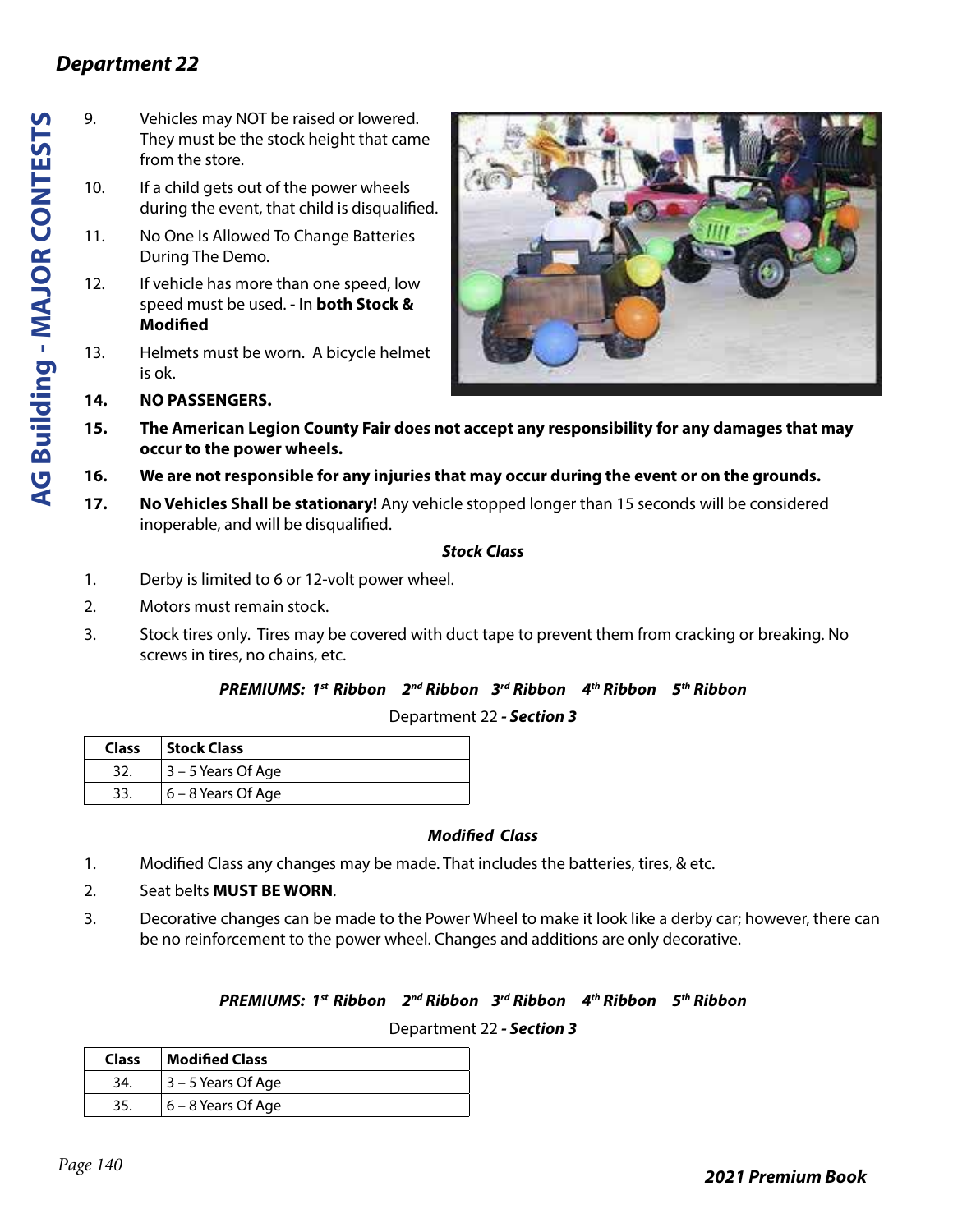9. Vehicles may NOT be raised or lowered. They must be the stock height that came from the store.
10. If a child gets out of the power wheels during the event, that child is disqualified.
11. No One Is Allowed To Change Batteries During The Demo.
12. If vehicle has more than one speed, low speed must be used. - In **both Stock & Modified**
13. Helmets must be worn. A bicycle helmet is ok.
14. **NO PASSENGERS.**
15. **The American Legion County Fair does not accept any responsibility for any damages that may occur to the power wheels.**
16. **We are not responsible for any injuries that may occur during the event or on the grounds.**
17. **No Vehicles Shall be stationary!** Any vehicle stopped longer than 15 seconds will be considered inoperable, and will be disqualified.

### *Stock Class*

1. Derby is limited to 6 or 12-volt power wheel.
2. Motors must remain stock.
3. Stock tires only. Tires may be covered with duct tape to prevent them from cracking or breaking. No screws in tires, no chains, etc.

***PREMIUMS: 1st Ribbon 2nd Ribbon 3rd Ribbon 4th Ribbon 5th Ribbon***

Department 22 ***- Section 3***

| Class | Stock Class |
|---|---|
| 32. | 3 – 5 Years Of Age |
| 33. | 6 – 8 Years Of Age |

### *Modified Class*

1. Modified Class any changes may be made. That includes the batteries, tires, & etc.
2. Seat belts **MUST BE WORN**.
3. Decorative changes can be made to the Power Wheel to make it look like a derby car; however, there can be no reinforcement to the power wheel. Changes and additions are only decorative.

***PREMIUMS: 1st Ribbon 2nd Ribbon 3rd Ribbon 4th Ribbon 5th Ribbon***

Department 22 ***- Section 3***

| Class | Modified Class |
|---|---|
| 34. | 3 – 5 Years Of Age |
| 35. | 6 – 8 Years Of Age |